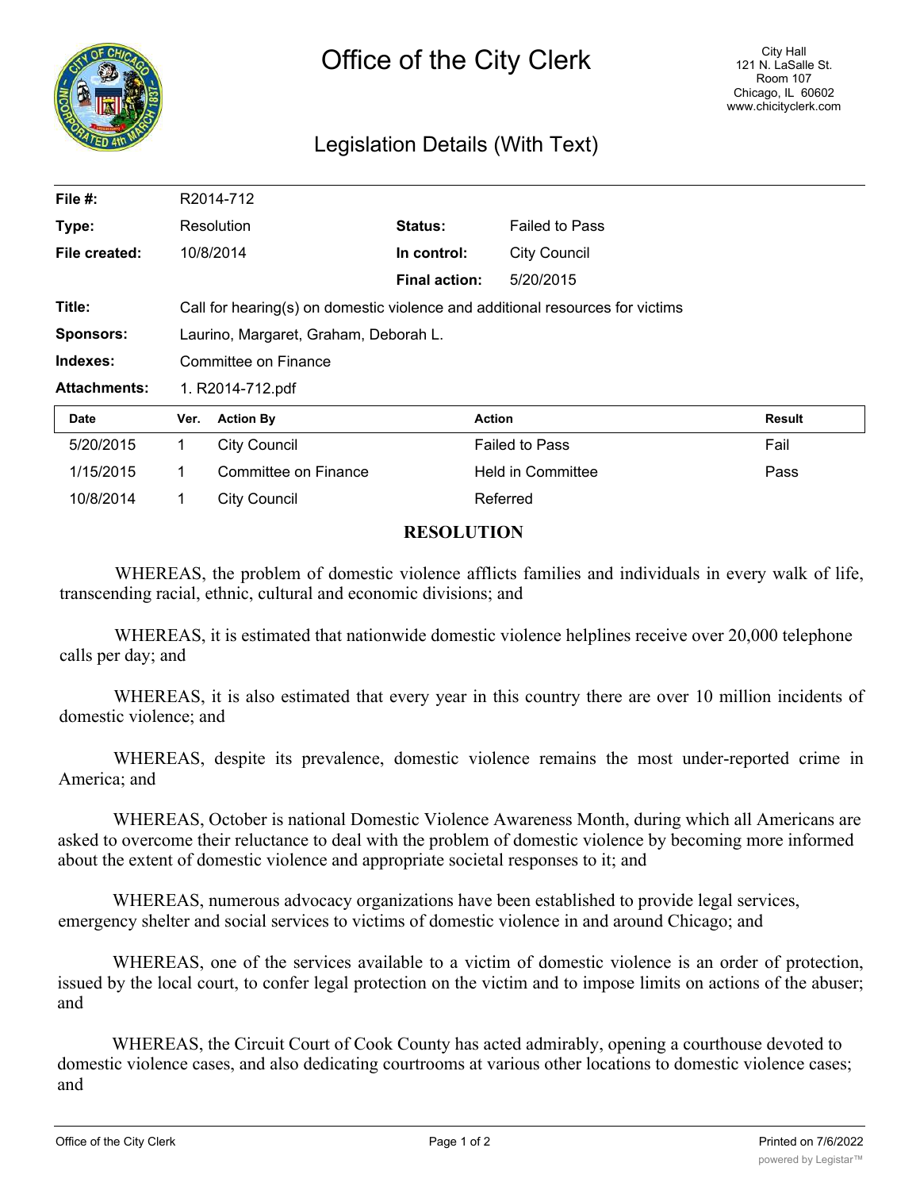# Office of the City Clerk

City Hall
121 N. LaSalle St.
Room 107
Chicago, IL 60602
www.chicityclerk.com

## Legislation Details (With Text)

| | | | |
|---|---|---|---|
| **File #:** | R2014-712 | | |
| **Type:** | Resolution | **Status:** | Failed to Pass |
| **File created:** | 10/8/2014 | **In control:** | City Council |
| | | **Final action:** | 5/20/2015 |
| **Title:** | Call for hearing(s) on domestic violence and additional resources for victims | | |
| **Sponsors:** | Laurino, Margaret, Graham, Deborah L. | | |
| **Indexes:** | Committee on Finance | | |
| **Attachments:** | 1. R2014-712.pdf | | |

| Date | Ver. | Action By | Action | Result |
|---|---|---|---|---|
| 5/20/2015 | 1 | City Council | Failed to Pass | Fail |
| 1/15/2015 | 1 | Committee on Finance | Held in Committee | Pass |
| 10/8/2014 | 1 | City Council | Referred | |

**RESOLUTION**

WHEREAS, the problem of domestic violence afflicts families and individuals in every walk of life, transcending racial, ethnic, cultural and economic divisions; and

WHEREAS, it is estimated that nationwide domestic violence helplines receive over 20,000 telephone calls per day; and

WHEREAS, it is also estimated that every year in this country there are over 10 million incidents of domestic violence; and

WHEREAS, despite its prevalence, domestic violence remains the most under-reported crime in America; and

WHEREAS, October is national Domestic Violence Awareness Month, during which all Americans are asked to overcome their reluctance to deal with the problem of domestic violence by becoming more informed about the extent of domestic violence and appropriate societal responses to it; and

WHEREAS, numerous advocacy organizations have been established to provide legal services, emergency shelter and social services to victims of domestic violence in and around Chicago; and

WHEREAS, one of the services available to a victim of domestic violence is an order of protection, issued by the local court, to confer legal protection on the victim and to impose limits on actions of the abuser; and

WHEREAS, the Circuit Court of Cook County has acted admirably, opening a courthouse devoted to domestic violence cases, and also dedicating courtrooms at various other locations to domestic violence cases; and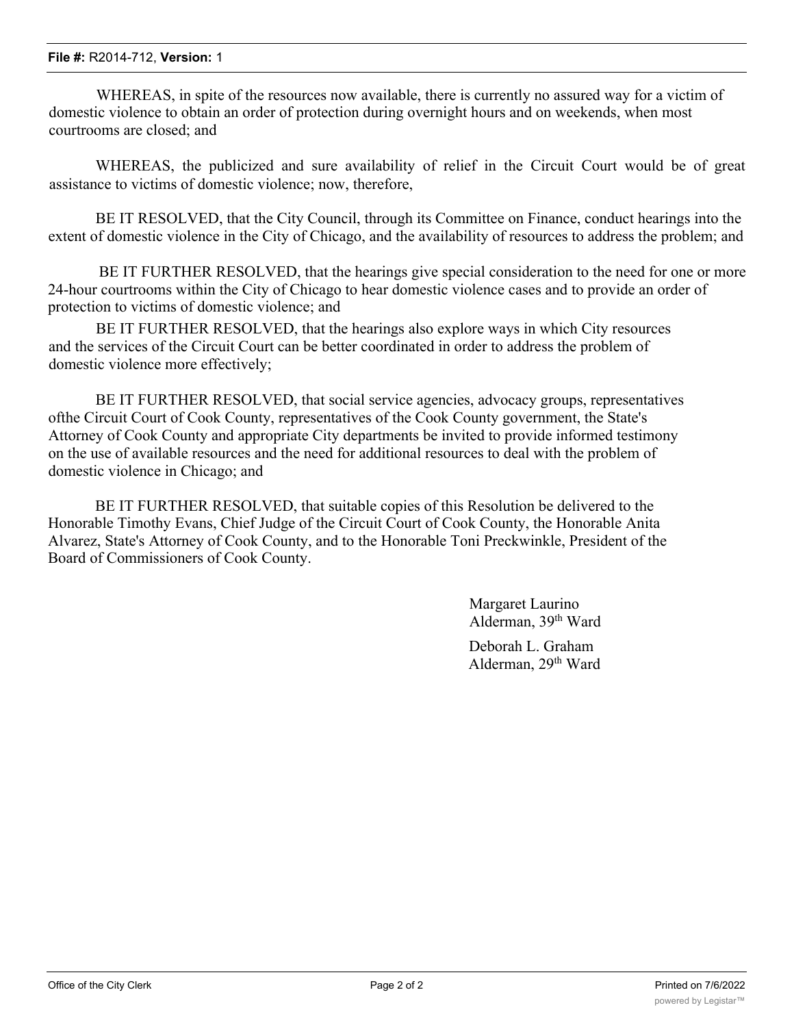WHEREAS, in spite of the resources now available, there is currently no assured way for a victim of domestic violence to obtain an order of protection during overnight hours and on weekends, when most courtrooms are closed; and

WHEREAS, the publicized and sure availability of relief in the Circuit Court would be of great assistance to victims of domestic violence; now, therefore,

BE IT RESOLVED, that the City Council, through its Committee on Finance, conduct hearings into the extent of domestic violence in the City of Chicago, and the availability of resources to address the problem; and

BE IT FURTHER RESOLVED, that the hearings give special consideration to the need for one or more 24-hour courtrooms within the City of Chicago to hear domestic violence cases and to provide an order of protection to victims of domestic violence; and

BE IT FURTHER RESOLVED, that the hearings also explore ways in which City resources and the services of the Circuit Court can be better coordinated in order to address the problem of domestic violence more effectively;

BE IT FURTHER RESOLVED, that social service agencies, advocacy groups, representatives ofthe Circuit Court of Cook County, representatives of the Cook County government, the State's Attorney of Cook County and appropriate City departments be invited to provide informed testimony on the use of available resources and the need for additional resources to deal with the problem of domestic violence in Chicago; and

BE IT FURTHER RESOLVED, that suitable copies of this Resolution be delivered to the Honorable Timothy Evans, Chief Judge of the Circuit Court of Cook County, the Honorable Anita Alvarez, State's Attorney of Cook County, and to the Honorable Toni Preckwinkle, President of the Board of Commissioners of Cook County.

Margaret Laurino
Alderman, 39th Ward

Deborah L. Graham
Alderman, 29th Ward